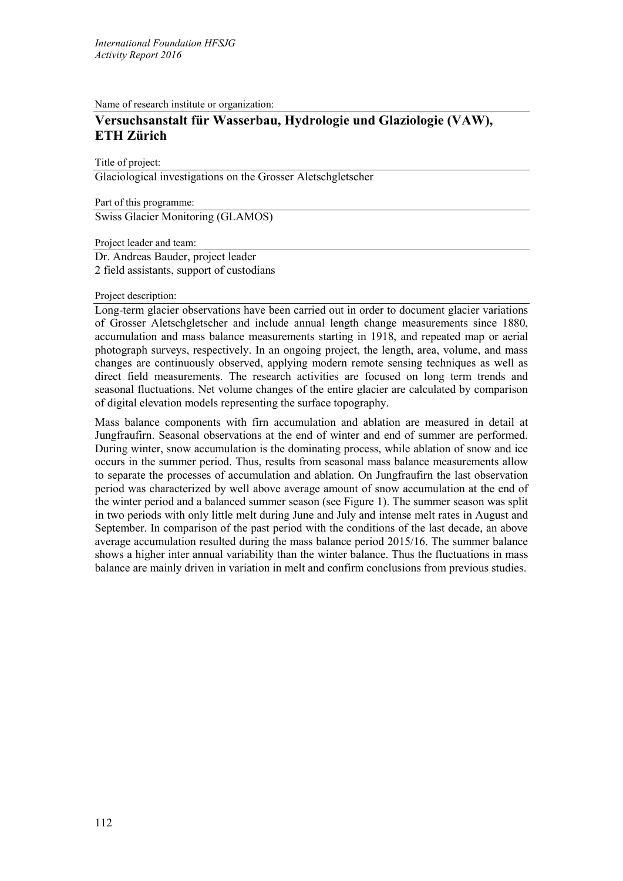Name of research institute or organization:

## Versuchsanstalt für Wasserbau, Hydrologie und Glaziologie (VAW), ETH Zürich

Title of project:

Glaciological investigations on the Grosser Aletschgletscher

Part of this programme:

Swiss Glacier Monitoring (GLAMOS)

Project leader and team:

Dr. Andreas Bauder, project leader
2 field assistants, support of custodians

Project description:

Long-term glacier observations have been carried out in order to document glacier variations of Grosser Aletschgletscher and include annual length change measurements since 1880, accumulation and mass balance measurements starting in 1918, and repeated map or aerial photograph surveys, respectively. In an ongoing project, the length, area, volume, and mass changes are continuously observed, applying modern remote sensing techniques as well as direct field measurements. The research activities are focused on long term trends and seasonal fluctuations. Net volume changes of the entire glacier are calculated by comparison of digital elevation models representing the surface topography.

Mass balance components with firn accumulation and ablation are measured in detail at Jungfraufirn. Seasonal observations at the end of winter and end of summer are performed. During winter, snow accumulation is the dominating process, while ablation of snow and ice occurs in the summer period. Thus, results from seasonal mass balance measurements allow to separate the processes of accumulation and ablation. On Jungfraufirn the last observation period was characterized by well above average amount of snow accumulation at the end of the winter period and a balanced summer season (see Figure 1). The summer season was split in two periods with only little melt during June and July and intense melt rates in August and September. In comparison of the past period with the conditions of the last decade, an above average accumulation resulted during the mass balance period 2015/16. The summer balance shows a higher inter annual variability than the winter balance. Thus the fluctuations in mass balance are mainly driven in variation in melt and confirm conclusions from previous studies.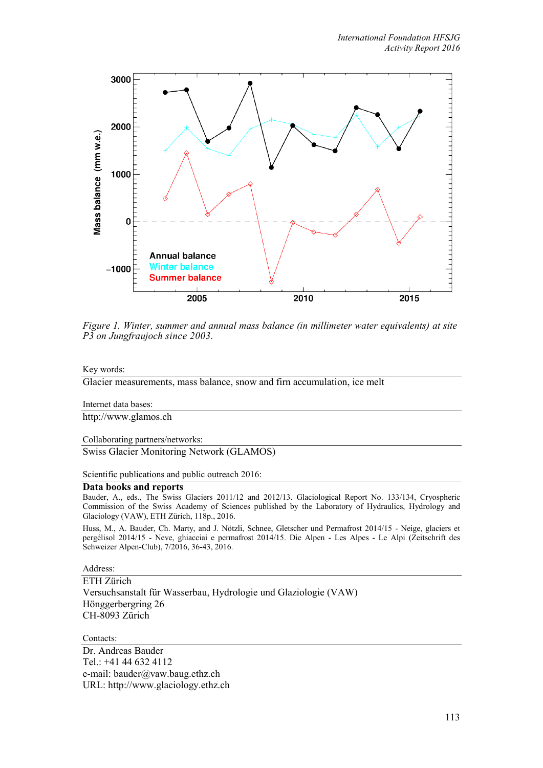3000
2000
1000
0
−1000

Mass balance (mm w.e.)

2005
2010
2015

Annual balance
Winter balance
Summer balance

*Figure 1. Winter, summer and annual mass balance (in millimeter water equivalents) at site P3 on Jungfraujoch since 2003.*

Key words:

Glacier measurements, mass balance, snow and firn accumulation, ice melt

Internet data bases:

http://www.glamos.ch

Collaborating partners/networks:

Swiss Glacier Monitoring Network (GLAMOS)

Scientific publications and public outreach 2016:

**Data books and reports**

Bauder, A., eds., The Swiss Glaciers 2011/12 and 2012/13. Glaciological Report No. 133/134, Cryospheric Commission of the Swiss Academy of Sciences published by the Laboratory of Hydraulics, Hydrology and Glaciology (VAW), ETH Zürich, 118p., 2016.

Huss, M., A. Bauder, Ch. Marty, and J. Nötzli, Schnee, Gletscher und Permafrost 2014/15 - Neige, glaciers et pergélisol 2014/15 - Neve, ghiacciai e permafrost 2014/15. Die Alpen - Les Alpes - Le Alpi (Zeitschrift des Schweizer Alpen-Club), 7/2016, 36-43, 2016.

Address:

ETH Zürich
Versuchsanstalt für Wasserbau, Hydrologie und Glaziologie (VAW)
Hönggerbergring 26
CH-8093 Zürich

Contacts:

Dr. Andreas Bauder
Tel.: +41 44 632 4112
e-mail: bauder@vaw.baug.ethz.ch
URL: http://www.glaciology.ethz.ch